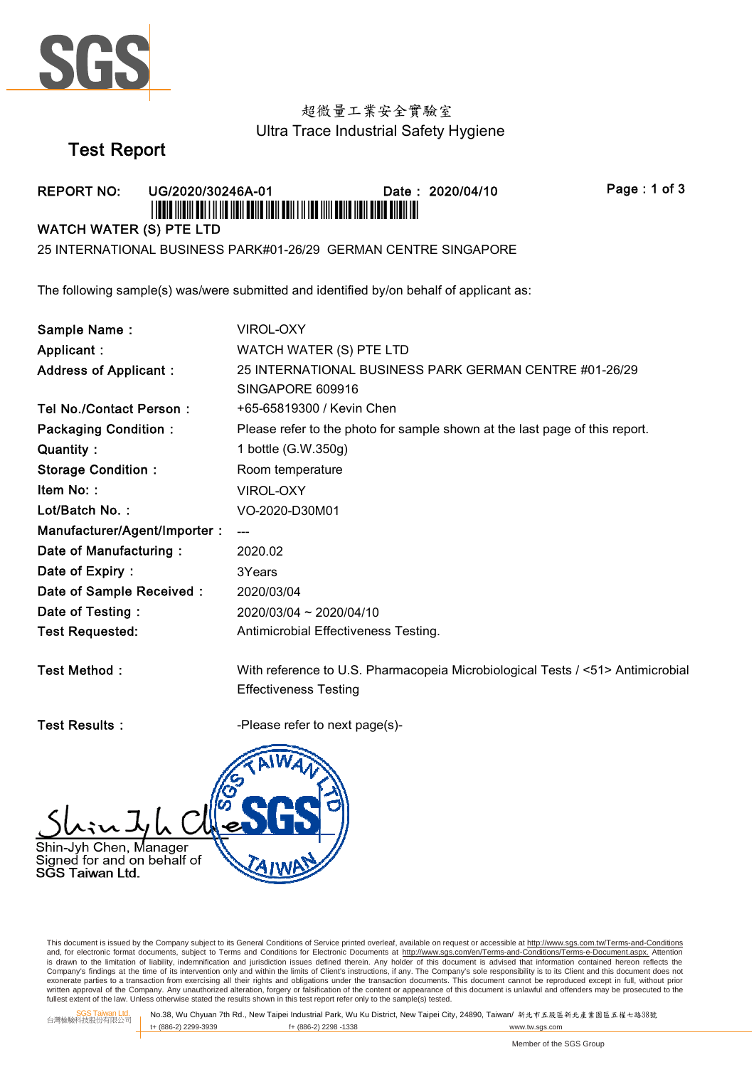超微量工業安全實驗室

Ultra Trace Industrial Safety Hygiene

# Test Report

**REPORT NO:** UG/2020/30246A-01 **Date:** 2020/04/10

**WATCH WATER (S) PTE LTD**

25 INTERNATIONAL BUSINESS PARK#01-26/29 GERMAN CENTRE SINGAPORE

The following sample(s) was/were submitted and identified by/on behalf of applicant as:

| | |
|---|---|
| **Sample Name :** | VIROL-OXY |
| **Applicant :** | WATCH WATER (S) PTE LTD |
| **Address of Applicant :** | 25 INTERNATIONAL BUSINESS PARK GERMAN CENTRE #01-26/29 SINGAPORE 609916 |
| **Tel No./Contact Person :** | +65-65819300 / Kevin Chen |
| **Packaging Condition :** | Please refer to the photo for sample shown at the last page of this report. |
| **Quantity :** | 1 bottle (G.W.350g) |
| **Storage Condition :** | Room temperature |
| **Item No: :** | VIROL-OXY |
| **Lot/Batch No. :** | VO-2020-D30M01 |
| **Manufacturer/Agent/Importer :** | --- |
| **Date of Manufacturing :** | 2020.02 |
| **Date of Expiry :** | 3Years |
| **Date of Sample Received :** | 2020/03/04 |
| **Date of Testing :** | 2020/03/04 ~ 2020/04/10 |
| **Test Requested:** | Antimicrobial Effectiveness Testing. |
| **Test Method :** | With reference to U.S. Pharmacopeia Microbiological Tests / <51> Antimicrobial Effectiveness Testing |
| **Test Results :** | -Please refer to next page(s)- |

Shin-Jyh Chen, Manager
Signed for and on behalf of
SGS Taiwan Ltd.

This document is issued by the Company subject to its General Conditions of Service printed overleaf, available on request or accessible at http://www.sgs.com.tw/Terms-and-Conditions and, for electronic format documents, subject to Terms and Conditions for Electronic Documents at http://www.sgs.com/en/Terms-and-Conditions/Terms-e-Document.aspx. Attention is drawn to the limitation of liability, indemnification and jurisdiction issues defined therein. Any holder of this document is advised that information contained hereon reflects the Company's findings at the time of its intervention only and within the limits of Client's instructions, if any. The Company's sole responsibility is to its Client and this document does not exonerate parties to a transaction from exercising all their rights and obligations under the transaction documents. This document cannot be reproduced except in full, without prior written approval of the Company. Any unauthorized alteration, forgery or falsification of the content or appearance of this document is unlawful and offenders may be prosecuted to the fullest extent of the law. Unless otherwise stated the results shown in this test report refer only to the sample(s) tested.

SGS Taiwan Ltd. 台灣檢驗科技股份有限公司 No.38, Wu Chyuan 7th Rd., New Taipei Industrial Park, Wu Ku District, New Taipei City, 24890, Taiwan/ 新北市五股區新北產業園區五權七路38號 t+ (886-2) 2299-3939 f+ (886-2) 2298 -1338 www.tw.sgs.com

Member of the SGS Group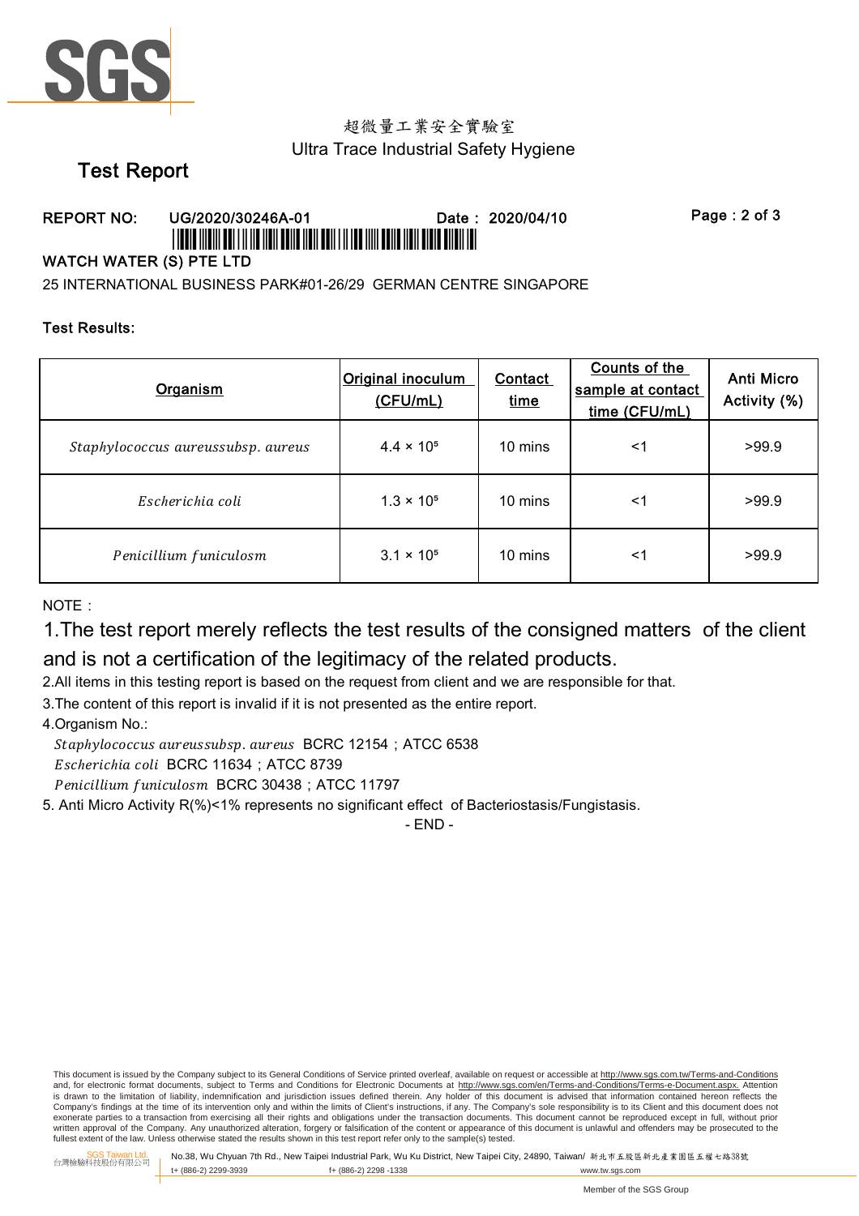超微量工業安全實驗室

Ultra Trace Industrial Safety Hygiene

# Test Report

**REPORT NO: UG/2020/30246A-01    Date： 2020/04/10**

**WATCH WATER (S) PTE LTD**

25 INTERNATIONAL BUSINESS PARK#01-26/29 GERMAN CENTRE SINGAPORE

**Test Results:**

| Organism | Original inoculum (CFU/mL) | Contact time | Counts of the sample at contact time (CFU/mL) | Anti Micro Activity (%) |
|---|---|---|---|---|
| *Staphylococcus aureussubsp. aureus* | $4.4 \times 10^5$ | 10 mins | <1 | >99.9 |
| *Escherichia coli* | $1.3 \times 10^5$ | 10 mins | <1 | >99.9 |
| *Penicillium funiculosm* | $3.1 \times 10^5$ | 10 mins | <1 | >99.9 |

NOTE：

1.The test report merely reflects the test results of the consigned matters of the client and is not a certification of the legitimacy of the related products.

2.All items in this testing report is based on the request from client and we are responsible for that.

3.The content of this report is invalid if it is not presented as the entire report.

4.Organism No.:

*Staphylococcus aureussubsp. aureus* BCRC 12154；ATCC 6538

*Escherichia coli* BCRC 11634；ATCC 8739

*Penicillium funiculosm* BCRC 30438；ATCC 11797

5. Anti Micro Activity R(%)<1% represents no significant effect of Bacteriostasis/Fungistasis.

- END -

This document is issued by the Company subject to its General Conditions of Service printed overleaf, available on request or accessible at http://www.sgs.com.tw/Terms-and-Conditions and, for electronic format documents, subject to Terms and Conditions for Electronic Documents at http://www.sgs.com/en/Terms-and-Conditions/Terms-e-Document.aspx. Attention is drawn to the limitation of liability, indemnification and jurisdiction issues defined therein. Any holder of this document is advised that information contained hereon reflects the Company's findings at the time of its intervention only and within the limits of Client's instructions, if any. The Company's sole responsibility is to its Client and this document does not exonerate parties to a transaction from exercising all their rights and obligations under the transaction documents. This document cannot be reproduced except in full, without prior written approval of the Company. Any unauthorized alteration, forgery or falsification of the content or appearance of this document is unlawful and offenders may be prosecuted to the fullest extent of the law. Unless otherwise stated the results shown in this test report refer only to the sample(s) tested.

SGS Taiwan Ltd. 台灣檢驗科技股份有限公司 | No.38, Wu Chyuan 7th Rd., New Taipei Industrial Park, Wu Ku District, New Taipei City, 24890, Taiwan/ 新北市五股區新北產業園區五權七路38號 | t+ (886-2) 2299-3939 | f+ (886-2) 2298 -1338 | www.tw.sgs.com

Member of the SGS Group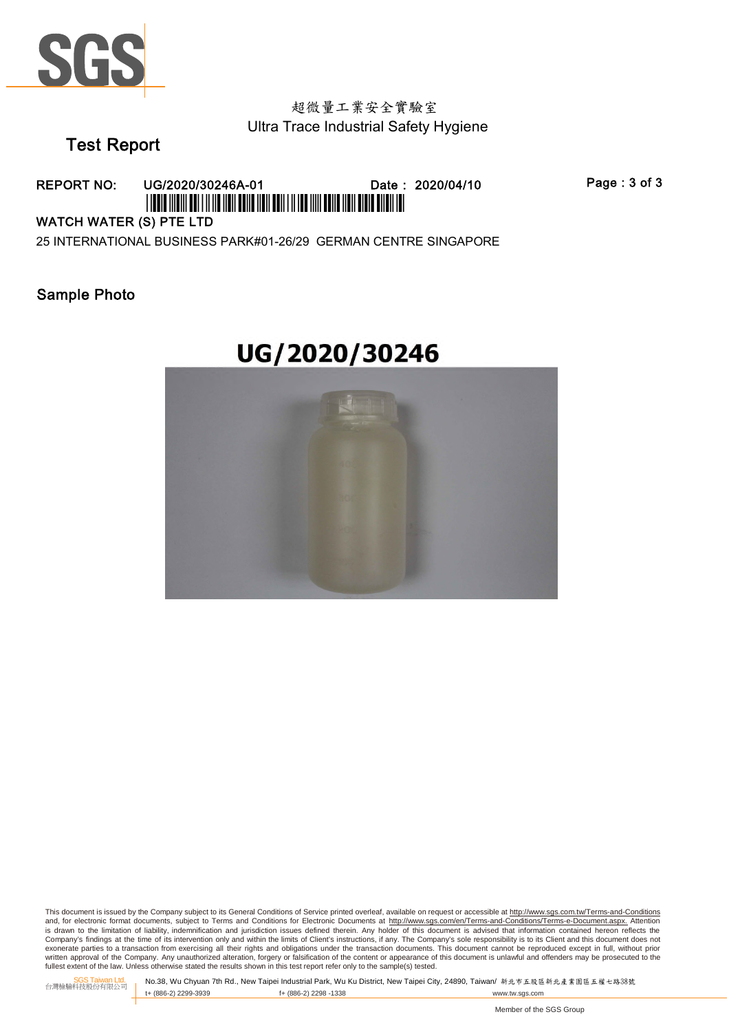超微量工業安全實驗室

Ultra Trace Industrial Safety Hygiene

# Test Report

**REPORT NO:** UG/2020/30246A-01 **Date：** 2020/04/10

**WATCH WATER (S) PTE LTD**

25 INTERNATIONAL BUSINESS PARK#01-26/29 GERMAN CENTRE SINGAPORE

## Sample Photo

UG/2020/30246

This document is issued by the Company subject to its General Conditions of Service printed overleaf, available on request or accessible at http://www.sgs.com.tw/Terms-and-Conditions and, for electronic format documents, subject to Terms and Conditions for Electronic Documents at http://www.sgs.com/en/Terms-and-Conditions/Terms-e-Document.aspx. Attention is drawn to the limitation of liability, indemnification and jurisdiction issues defined therein. Any holder of this document is advised that information contained hereon reflects the Company's findings at the time of its intervention only and within the limits of Client's instructions, if any. The Company's sole responsibility is to its Client and this document does not exonerate parties to a transaction from exercising all their rights and obligations under the transaction documents. This document cannot be reproduced except in full, without prior written approval of the Company. Any unauthorized alteration, forgery or falsification of the content or appearance of this document is unlawful and offenders may be prosecuted to the fullest extent of the law. Unless otherwise stated the results shown in this test report refer only to the sample(s) tested.

SGS Taiwan Ltd. 台灣檢驗科技股份有限公司 | No.38, Wu Chyuan 7th Rd., New Taipei Industrial Park, Wu Ku District, New Taipei City, 24890, Taiwan/ 新北市五股區新北產業園區五權七路38號

t+ (886-2) 2299-3939 f+ (886-2) 2298 -1338 www.tw.sgs.com

Member of the SGS Group